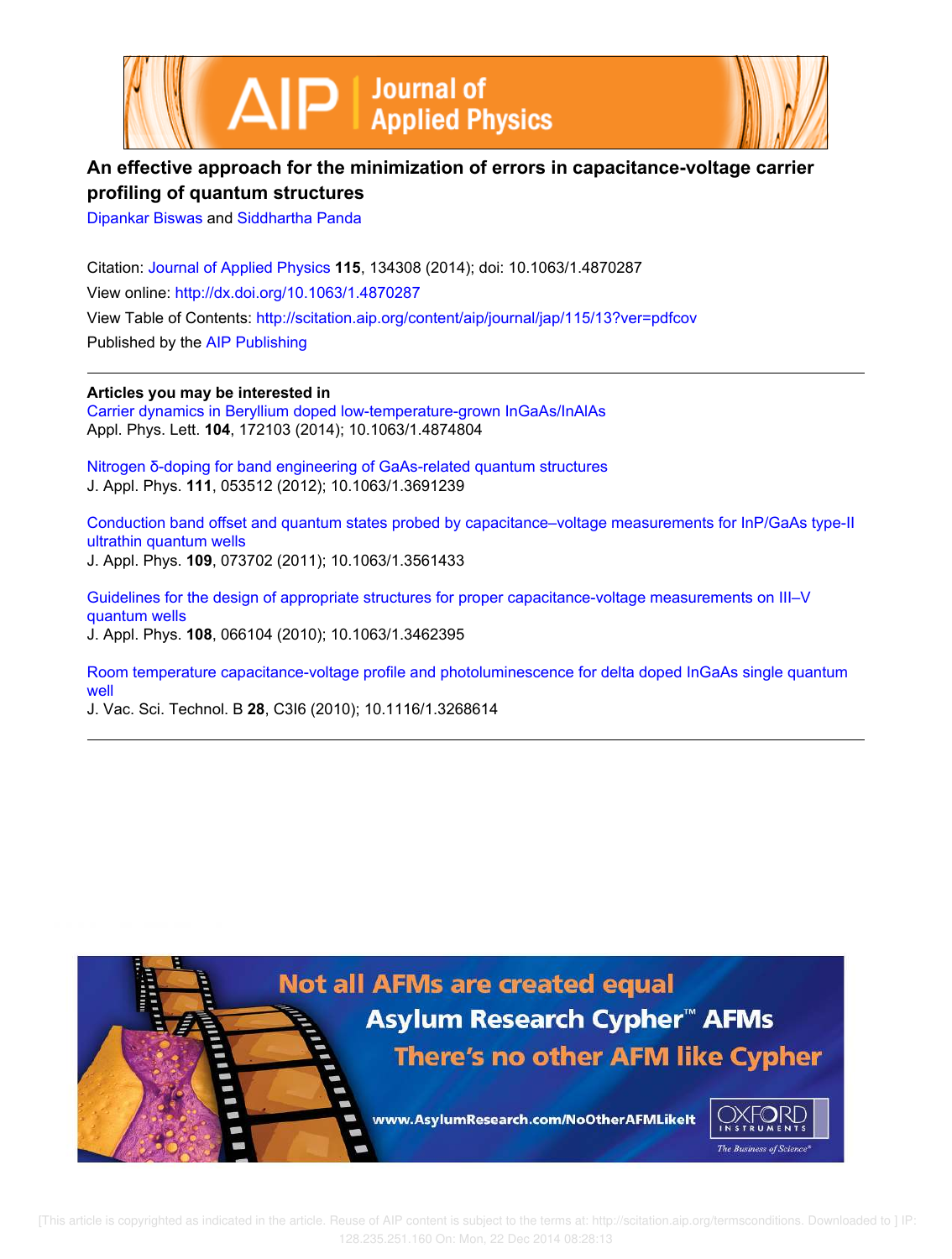# An effective approach for the minimization of errors in capacitance-voltage carrier profiling of quantum structures

Dipankar Biswas and Siddhartha Panda

Citation: Journal of Applied Physics **115**, 134308 (2014); doi: 10.1063/1.4870287

View online: http://dx.doi.org/10.1063/1.4870287

View Table of Contents: http://scitation.aip.org/content/aip/journal/jap/115/13?ver=pdfcov

Published by the AIP Publishing

**Articles you may be interested in**

Carrier dynamics in Beryllium doped low-temperature-grown InGaAs/InAlAs
Appl. Phys. Lett. **104**, 172103 (2014); 10.1063/1.4874804

Nitrogen δ-doping for band engineering of GaAs-related quantum structures
J. Appl. Phys. **111**, 053512 (2012); 10.1063/1.3691239

Conduction band offset and quantum states probed by capacitance–voltage measurements for InP/GaAs type-II ultrathin quantum wells
J. Appl. Phys. **109**, 073702 (2011); 10.1063/1.3561433

Guidelines for the design of appropriate structures for proper capacitance-voltage measurements on III–V quantum wells
J. Appl. Phys. **108**, 066104 (2010); 10.1063/1.3462395

Room temperature capacitance-voltage profile and photoluminescence for delta doped InGaAs single quantum well
J. Vac. Sci. Technol. B **28**, C3I6 (2010); 10.1116/1.3268614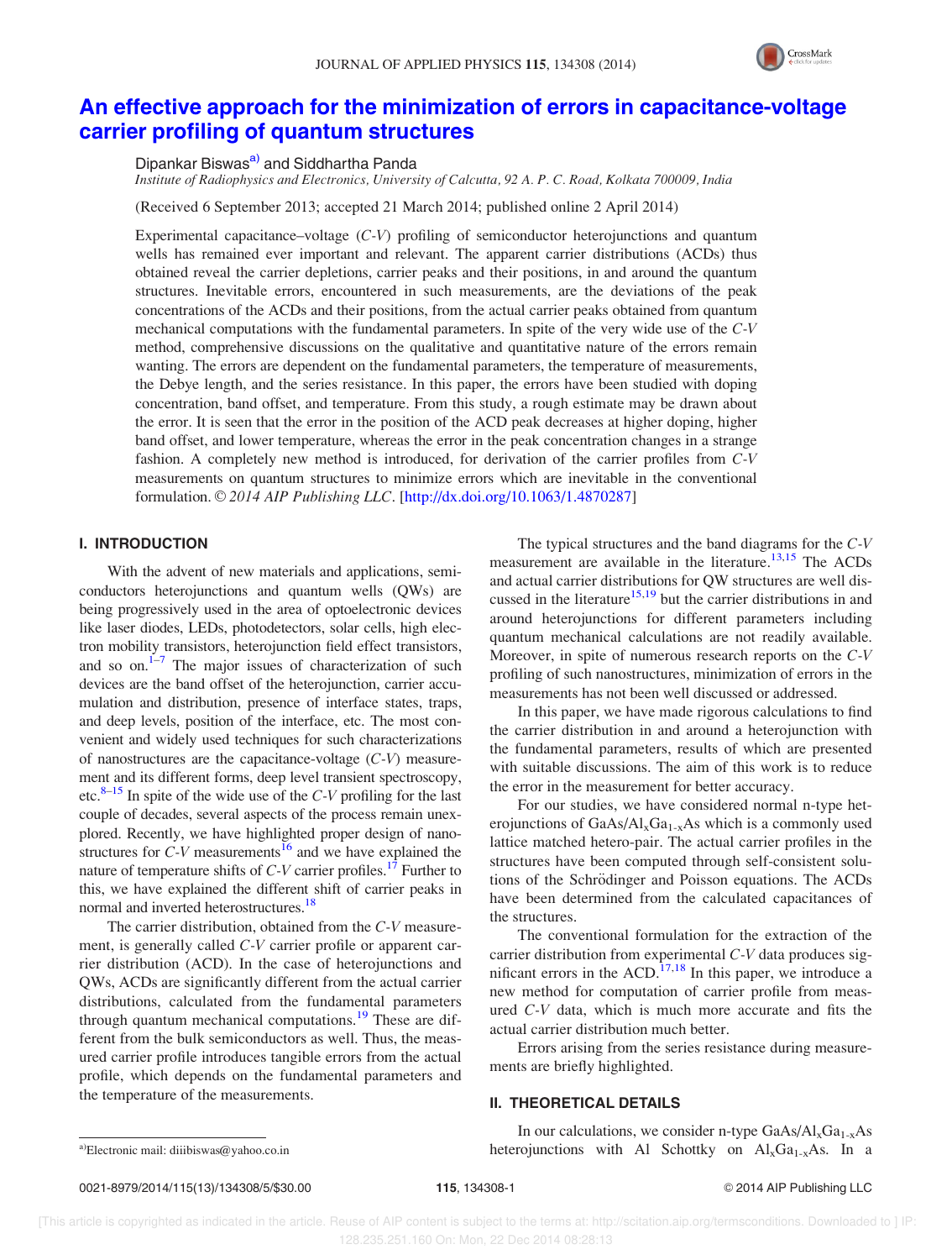# An effective approach for the minimization of errors in capacitance-voltage carrier profiling of quantum structures

Dipankar Biswas[a)] and Siddhartha Panda

*Institute of Radiophysics and Electronics, University of Calcutta, 92 A. P. C. Road, Kolkata 700009, India*

(Received 6 September 2013; accepted 21 March 2014; published online 2 April 2014)

Experimental capacitance–voltage (*C-V*) profiling of semiconductor heterojunctions and quantum wells has remained ever important and relevant. The apparent carrier distributions (ACDs) thus obtained reveal the carrier depletions, carrier peaks and their positions, in and around the quantum structures. Inevitable errors, encountered in such measurements, are the deviations of the peak concentrations of the ACDs and their positions, from the actual carrier peaks obtained from quantum mechanical computations with the fundamental parameters. In spite of the very wide use of the *C-V* method, comprehensive discussions on the qualitative and quantitative nature of the errors remain wanting. The errors are dependent on the fundamental parameters, the temperature of measurements, the Debye length, and the series resistance. In this paper, the errors have been studied with doping concentration, band offset, and temperature. From this study, a rough estimate may be drawn about the error. It is seen that the error in the position of the ACD peak decreases at higher doping, higher band offset, and lower temperature, whereas the error in the peak concentration changes in a strange fashion. A completely new method is introduced, for derivation of the carrier profiles from *C-V* measurements on quantum structures to minimize errors which are inevitable in the conventional formulation. © *2014 AIP Publishing LLC*. [http://dx.doi.org/10.1063/1.4870287]

## I. INTRODUCTION

With the advent of new materials and applications, semiconductors heterojunctions and quantum wells (QWs) are being progressively used in the area of optoelectronic devices like laser diodes, LEDs, photodetectors, solar cells, high electron mobility transistors, heterojunction field effect transistors, and so on.[1–7] The major issues of characterization of such devices are the band offset of the heterojunction, carrier accumulation and distribution, presence of interface states, traps, and deep levels, position of the interface, etc. The most convenient and widely used techniques for such characterizations of nanostructures are the capacitance-voltage (*C-V*) measurement and its different forms, deep level transient spectroscopy, etc.[8–15] In spite of the wide use of the *C-V* profiling for the last couple of decades, several aspects of the process remain unexplored. Recently, we have highlighted proper design of nanostructures for *C-V* measurements[16] and we have explained the nature of temperature shifts of *C-V* carrier profiles.[17] Further to this, we have explained the different shift of carrier peaks in normal and inverted heterostructures.[18]

The carrier distribution, obtained from the *C-V* measurement, is generally called *C-V* carrier profile or apparent carrier distribution (ACD). In the case of heterojunctions and QWs, ACDs are significantly different from the actual carrier distributions, calculated from the fundamental parameters through quantum mechanical computations.[19] These are different from the bulk semiconductors as well. Thus, the measured carrier profile introduces tangible errors from the actual profile, which depends on the fundamental parameters and the temperature of the measurements.

The typical structures and the band diagrams for the *C-V* measurement are available in the literature.[13,15] The ACDs and actual carrier distributions for QW structures are well discussed in the literature[15,19] but the carrier distributions in and around heterojunctions for different parameters including quantum mechanical calculations are not readily available. Moreover, in spite of numerous research reports on the *C-V* profiling of such nanostructures, minimization of errors in the measurements has not been well discussed or addressed.

In this paper, we have made rigorous calculations to find the carrier distribution in and around a heterojunction with the fundamental parameters, results of which are presented with suitable discussions. The aim of this work is to reduce the error in the measurement for better accuracy.

For our studies, we have considered normal n-type heterojunctions of $GaAs/Al_xGa_{1-x}As$ which is a commonly used lattice matched hetero-pair. The actual carrier profiles in the structures have been computed through self-consistent solutions of the Schrödinger and Poisson equations. The ACDs have been determined from the calculated capacitances of the structures.

The conventional formulation for the extraction of the carrier distribution from experimental *C-V* data produces significant errors in the ACD.[17,18] In this paper, we introduce a new method for computation of carrier profile from measured *C-V* data, which is much more accurate and fits the actual carrier distribution much better.

Errors arising from the series resistance during measurements are briefly highlighted.

## II. THEORETICAL DETAILS

In our calculations, we consider n-type $GaAs/Al_xGa_{1-x}As$ heterojunctions with Al Schottky on $Al_xGa_{1-x}As$. In a

[a)]Electronic mail: diiibiswas@yahoo.co.in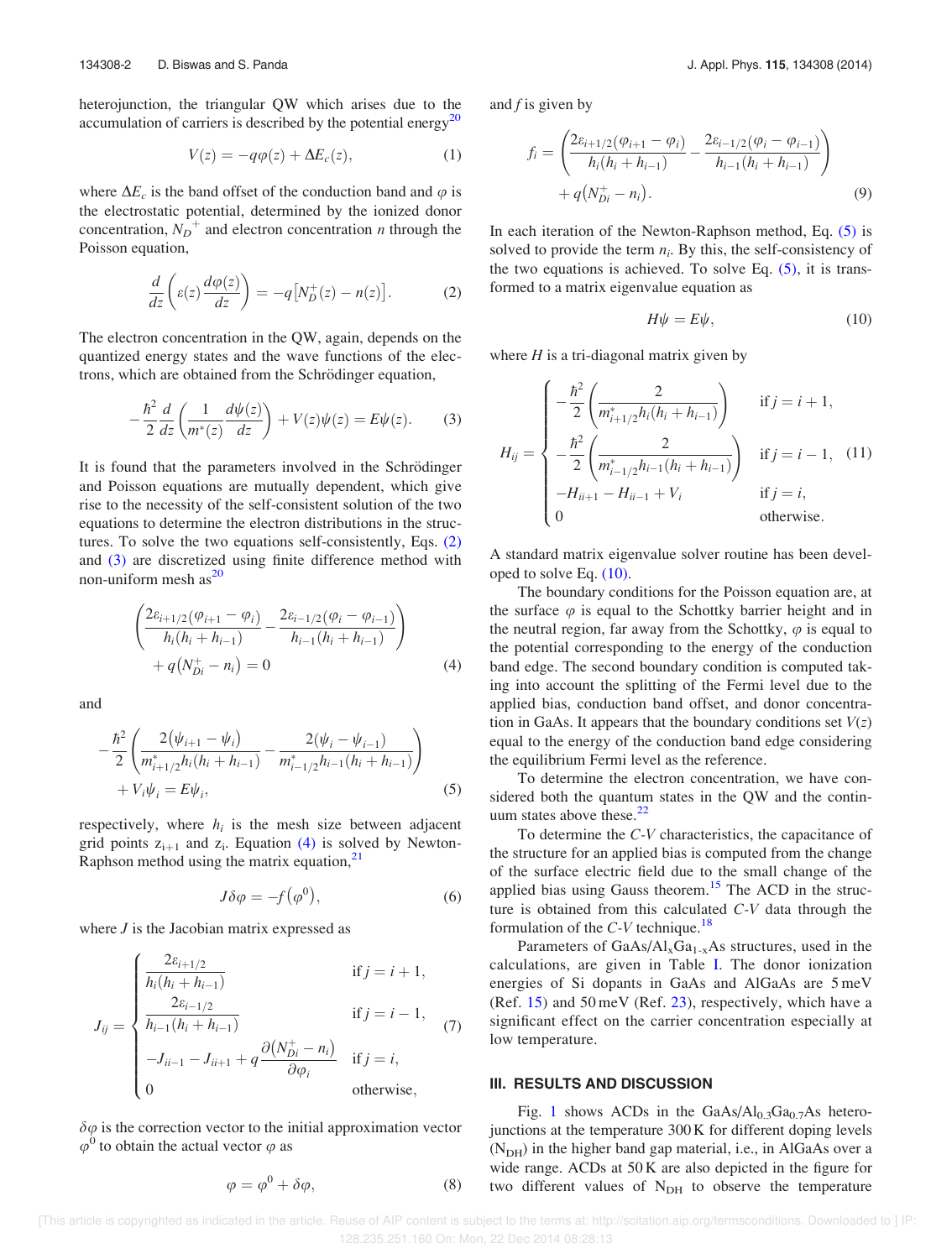heterojunction, the triangular QW which arises due to the accumulation of carriers is described by the potential energy[20]

$$V(z) = -q\varphi(z) + \Delta E_c(z), \tag{1}$$

where $\Delta E_c$ is the band offset of the conduction band and $\varphi$ is the electrostatic potential, determined by the ionized donor concentration, $N_D^+$ and electron concentration $n$ through the Poisson equation,

$$\frac{d}{dz}\left(\varepsilon(z)\frac{d\varphi(z)}{dz}\right) = -q\left[N_D^+(z) - n(z)\right]. \tag{2}$$

The electron concentration in the QW, again, depends on the quantized energy states and the wave functions of the electrons, which are obtained from the Schrödinger equation,

$$-\frac{\hbar^2}{2}\frac{d}{dz}\left(\frac{1}{m^*(z)}\frac{d\psi(z)}{dz}\right) + V(z)\psi(z) = E\psi(z). \tag{3}$$

It is found that the parameters involved in the Schrödinger and Poisson equations are mutually dependent, which give rise to the necessity of the self-consistent solution of the two equations to determine the electron distributions in the structures. To solve the two equations self-consistently, Eqs. (2) and (3) are discretized using finite difference method with non-uniform mesh as[20]

$$\left(\frac{2\varepsilon_{i+1/2}(\varphi_{i+1} - \varphi_i)}{h_i(h_i + h_{i-1})} - \frac{2\varepsilon_{i-1/2}(\varphi_i - \varphi_{i-1})}{h_{i-1}(h_i + h_{i-1})}\right) + q\left(N_{Di}^+ - n_i\right) = 0 \tag{4}$$

and

$$-\frac{\hbar^2}{2}\left(\frac{2(\psi_{i+1} - \psi_i)}{m^*_{i+1/2}h_i(h_i + h_{i-1})} - \frac{2(\psi_i - \psi_{i-1})}{m^*_{i-1/2}h_{i-1}(h_i + h_{i-1})}\right) + V_i\psi_i = E\psi_i, \tag{5}$$

respectively, where $h_i$ is the mesh size between adjacent grid points $z_{i+1}$ and $z_i$. Equation (4) is solved by Newton-Raphson method using the matrix equation,[21]

$$J\delta\varphi = -f\left(\varphi^0\right), \tag{6}$$

where $J$ is the Jacobian matrix expressed as

$$J_{ij} = \begin{cases} \dfrac{2\varepsilon_{i+1/2}}{h_i(h_i + h_{i-1})} & \text{if } j = i+1, \\ \dfrac{2\varepsilon_{i-1/2}}{h_{i-1}(h_i + h_{i-1})} & \text{if } j = i-1, \\ -J_{ii-1} - J_{ii+1} + q\dfrac{\partial\left(N_{Di}^+ - n_i\right)}{\partial\varphi_i} & \text{if } j = i, \\ 0 & \text{otherwise,} \end{cases} \tag{7}$$

$\delta\varphi$ is the correction vector to the initial approximation vector $\varphi^0$ to obtain the actual vector $\varphi$ as

$$\varphi = \varphi^0 + \delta\varphi, \tag{8}$$

and $f$ is given by

$$f_i = \left(\frac{2\varepsilon_{i+1/2}(\varphi_{i+1} - \varphi_i)}{h_i(h_i + h_{i-1})} - \frac{2\varepsilon_{i-1/2}(\varphi_i - \varphi_{i-1})}{h_{i-1}(h_i + h_{i-1})}\right) + q\left(N_{Di}^+ - n_i\right). \tag{9}$$

In each iteration of the Newton-Raphson method, Eq. (5) is solved to provide the term $n_i$. By this, the self-consistency of the two equations is achieved. To solve Eq. (5), it is transformed to a matrix eigenvalue equation as

$$H\psi = E\psi, \tag{10}$$

where $H$ is a tri-diagonal matrix given by

$$H_{ij} = \begin{cases} -\dfrac{\hbar^2}{2}\left(\dfrac{2}{m^*_{i+1/2}h_i(h_i + h_{i-1})}\right) & \text{if } j = i+1, \\ -\dfrac{\hbar^2}{2}\left(\dfrac{2}{m^*_{i-1/2}h_{i-1}(h_i + h_{i-1})}\right) & \text{if } j = i-1, \\ -H_{ii+1} - H_{ii-1} + V_i & \text{if } j = i, \\ 0 & \text{otherwise.} \end{cases} \tag{11}$$

A standard matrix eigenvalue solver routine has been developed to solve Eq. (10).

The boundary conditions for the Poisson equation are, at the surface $\varphi$ is equal to the Schottky barrier height and in the neutral region, far away from the Schottky, $\varphi$ is equal to the potential corresponding to the energy of the conduction band edge. The second boundary condition is computed taking into account the splitting of the Fermi level due to the applied bias, conduction band offset, and donor concentration in GaAs. It appears that the boundary conditions set $V(z)$ equal to the energy of the conduction band edge considering the equilibrium Fermi level as the reference.

To determine the electron concentration, we have considered both the quantum states in the QW and the continuum states above these.[22]

To determine the *C-V* characteristics, the capacitance of the structure for an applied bias is computed from the change of the surface electric field due to the small change of the applied bias using Gauss theorem.[15] The ACD in the structure is obtained from this calculated *C-V* data through the formulation of the *C-V* technique.[18]

Parameters of GaAs/$Al_xGa_{1-x}As$ structures, used in the calculations, are given in Table I. The donor ionization energies of Si dopants in GaAs and AlGaAs are 5 meV (Ref. 15) and 50 meV (Ref. 23), respectively, which have a significant effect on the carrier concentration especially at low temperature.

## III. RESULTS AND DISCUSSION

Fig. 1 shows ACDs in the GaAs/$Al_{0.3}Ga_{0.7}As$ heterojunctions at the temperature 300 K for different doping levels ($N_{DH}$) in the higher band gap material, i.e., in AlGaAs over a wide range. ACDs at 50 K are also depicted in the figure for two different values of $N_{DH}$ to observe the temperature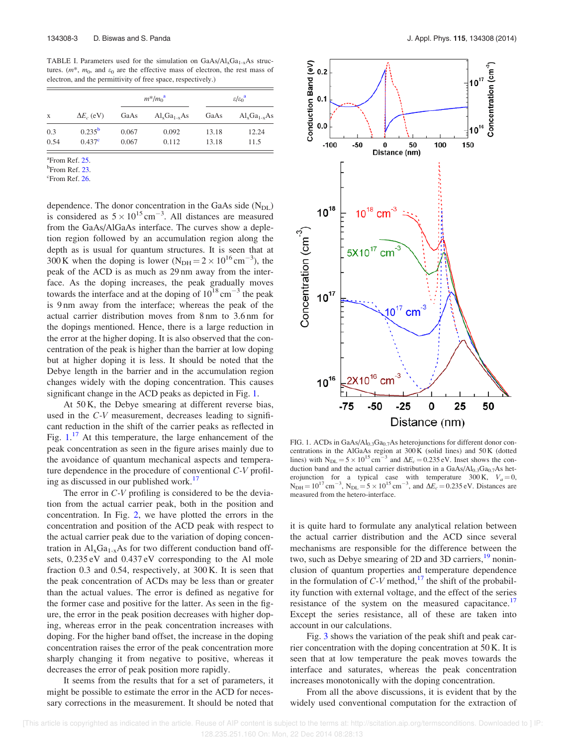TABLE I. Parameters used for the simulation on GaAs/$Al_xGa_{1-x}As$ structures. ($m^*$, $m_0$, and $\varepsilon_0$ are the effective mass of electron, the rest mass of electron, and the permittivity of free space, respectively.)

| x | $\Delta E_c$ (eV) | $m^*/m_0$ [a] | | $\varepsilon/\varepsilon_0$ [a] | |
|---|---|---|---|---|---|
| | | GaAs | $Al_xGa_{1-x}As$ | GaAs | $Al_xGa_{1-x}As$ |
| 0.3 | 0.235[b] | 0.067 | 0.092 | 13.18 | 12.24 |
| 0.54 | 0.437[c] | 0.067 | 0.112 | 13.18 | 11.5 |

[a]From Ref. 25.
[b]From Ref. 23.
[c]From Ref. 26.

dependence. The donor concentration in the GaAs side ($N_{DL}$) is considered as $5\times10^{15}\,cm^{-3}$. All distances are measured from the GaAs/AlGaAs interface. The curves show a depletion region followed by an accumulation region along the depth as is usual for quantum structures. It is seen that at 300 K when the doping is lower ($N_{DH} = 2\times10^{16}\,cm^{-3}$), the peak of the ACD is as much as 29 nm away from the interface. As the doping increases, the peak gradually moves towards the interface and at the doping of $10^{18}\,cm^{-3}$ the peak is 9 nm away from the interface; whereas the peak of the actual carrier distribution moves from 8 nm to 3.6 nm for the dopings mentioned. Hence, there is a large reduction in the error at the higher doping. It is also observed that the concentration of the peak is higher than the barrier at low doping but at higher doping it is less. It should be noted that the Debye length in the barrier and in the accumulation region changes widely with the doping concentration. This causes significant change in the ACD peaks as depicted in Fig. 1.

At 50 K, the Debye smearing at different reverse bias, used in the *C-V* measurement, decreases leading to significant reduction in the shift of the carrier peaks as reflected in Fig. 1.[17] At this temperature, the large enhancement of the peak concentration as seen in the figure arises mainly due to the avoidance of quantum mechanical aspects and temperature dependence in the procedure of conventional *C-V* profiling as discussed in our published work.[17]

The error in *C-V* profiling is considered to be the deviation from the actual carrier peak, both in the position and concentration. In Fig. 2, we have plotted the errors in the concentration and position of the ACD peak with respect to the actual carrier peak due to the variation of doping concentration in $Al_xGa_{1-x}As$ for two different conduction band offsets, 0.235 eV and 0.437 eV corresponding to the Al mole fraction 0.3 and 0.54, respectively, at 300 K. It is seen that the peak concentration of ACDs may be less than or greater than the actual values. The error is defined as negative for the former case and positive for the latter. As seen in the figure, the error in the peak position decreases with higher doping, whereas error in the peak concentration increases with doping. For the higher band offset, the increase in the doping concentration raises the error of the peak concentration more sharply changing it from negative to positive, whereas it decreases the error of peak position more rapidly.

It seems from the results that for a set of parameters, it might be possible to estimate the error in the ACD for necessary corrections in the measurement. It should be noted that

FIG. 1. ACDs in GaAs/$Al_{0.3}Ga_{0.7}As$ heterojunctions for different donor concentrations in the AlGaAs region at 300 K (solid lines) and 50 K (dotted lines) with $N_{DL} = 5\times10^{15}\,cm^{-3}$ and $\Delta E_c = 0.235$ eV. Inset shows the conduction band and the actual carrier distribution in a GaAs/$Al_{0.3}Ga_{0.7}As$ heterojunction for a typical case with temperature 300 K, $V_a = 0$, $N_{DH} = 10^{17}\,cm^{-3}$, $N_{DL} = 5\times10^{15}\,cm^{-3}$, and $\Delta E_c = 0.235$ eV. Distances are measured from the hetero-interface.

it is quite hard to formulate any analytical relation between the actual carrier distribution and the ACD since several mechanisms are responsible for the difference between the two, such as Debye smearing of 2D and 3D carriers,[19] noninclusion of quantum properties and temperature dependence in the formulation of *C-V* method,[17] the shift of the probability function with external voltage, and the effect of the series resistance of the system on the measured capacitance.[17] Except the series resistance, all of these are taken into account in our calculations.

Fig. 3 shows the variation of the peak shift and peak carrier concentration with the doping concentration at 50 K. It is seen that at low temperature the peak moves towards the interface and saturates, whereas the peak concentration increases monotonically with the doping concentration.

From all the above discussions, it is evident that by the widely used conventional computation for the extraction of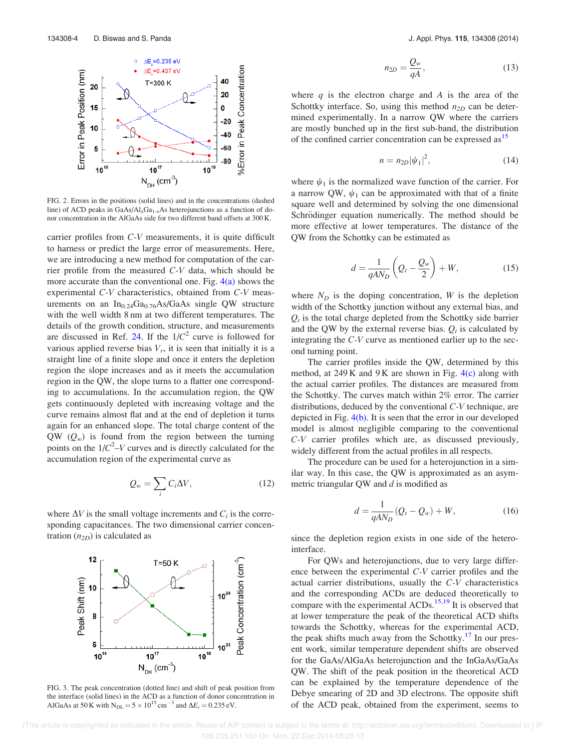FIG. 2. Errors in the positions (solid lines) and in the concentrations (dashed line) of ACD peaks in GaAs/$Al_xGa_{1-x}As$ heterojunctions as a function of donor concentration in the AlGaAs side for two different band offsets at 300 K.

carrier profiles from *C-V* measurements, it is quite difficult to harness or predict the large error of measurements. Here, we are introducing a new method for computation of the carrier profile from the measured *C-V* data, which should be more accurate than the conventional one. Fig. 4(a) shows the experimental *C-V* characteristics, obtained from *C-V* measurements on an $In_{0.24}Ga_{0.76}As$/GaAs single QW structure with the well width 8 nm at two different temperatures. The details of the growth condition, structure, and measurements are discussed in Ref. 24. If the $1/C^2$ curve is followed for various applied reverse bias $V_r$, it is seen that initially it is a straight line of a finite slope and once it enters the depletion region the slope increases and as it meets the accumulation region in the QW, the slope turns to a flatter one corresponding to accumulations. In the accumulation region, the QW gets continuously depleted with increasing voltage and the curve remains almost flat and at the end of depletion it turns again for an enhanced slope. The total charge content of the QW ($Q_w$) is found from the region between the turning points on the $1/C^2$–*V* curves and is directly calculated for the accumulation region of the experimental curve as

$$Q_w = \sum_i C_i \Delta V, \tag{12}$$

where $\Delta V$ is the small voltage increments and $C_i$ is the corresponding capacitances. The two dimensional carrier concentration ($n_{2D}$) is calculated as

FIG. 3. The peak concentration (dotted line) and shift of peak position from the interface (solid lines) in the ACD as a function of donor concentration in AlGaAs at 50 K with $N_{DL} = 5 \times 10^{15}\ \mathrm{cm}^{-3}$ and $\Delta E_c = 0.235$ eV.

$$n_{2D} = \frac{Q_w}{qA}, \tag{13}$$

where $q$ is the electron charge and $A$ is the area of the Schottky interface. So, using this method $n_{2D}$ can be determined experimentally. In a narrow QW where the carriers are mostly bunched up in the first sub-band, the distribution of the confined carrier concentration can be expressed as[15]

$$n = n_{2D}|\psi_1|^2, \tag{14}$$

where $\psi_1$ is the normalized wave function of the carrier. For a narrow QW, $\psi_1$ can be approximated with that of a finite square well and determined by solving the one dimensional Schrödinger equation numerically. The method should be more effective at lower temperatures. The distance of the QW from the Schottky can be estimated as

$$d = \frac{1}{qAN_D}\left(Q_t - \frac{Q_w}{2}\right) + W, \tag{15}$$

where $N_D$ is the doping concentration, $W$ is the depletion width of the Schottky junction without any external bias, and $Q_t$ is the total charge depleted from the Schottky side barrier and the QW by the external reverse bias. $Q_t$ is calculated by integrating the *C-V* curve as mentioned earlier up to the second turning point.

The carrier profiles inside the QW, determined by this method, at 249 K and 9 K are shown in Fig. 4(c) along with the actual carrier profiles. The distances are measured from the Schottky. The curves match within 2% error. The carrier distributions, deduced by the conventional *C-V* technique, are depicted in Fig. 4(b). It is seen that the error in our developed model is almost negligible comparing to the conventional *C-V* carrier profiles which are, as discussed previously, widely different from the actual profiles in all respects.

The procedure can be used for a heterojunction in a similar way. In this case, the QW is approximated as an asymmetric triangular QW and $d$ is modified as

$$d = \frac{1}{qAN_D}(Q_t - Q_w) + W, \tag{16}$$

since the depletion region exists in one side of the hetero-interface.

For QWs and heterojunctions, due to very large difference between the experimental *C-V* carrier profiles and the actual carrier distributions, usually the *C-V* characteristics and the corresponding ACDs are deduced theoretically to compare with the experimental ACDs.[15,19] It is observed that at lower temperature the peak of the theoretical ACD shifts towards the Schottky, whereas for the experimental ACD, the peak shifts much away from the Schottky.[17] In our present work, similar temperature dependent shifts are observed for the GaAs/AlGaAs heterojunction and the InGaAs/GaAs QW. The shift of the peak position in the theoretical ACD can be explained by the temperature dependence of the Debye smearing of 2D and 3D electrons. The opposite shift of the ACD peak, obtained from the experiment, seems to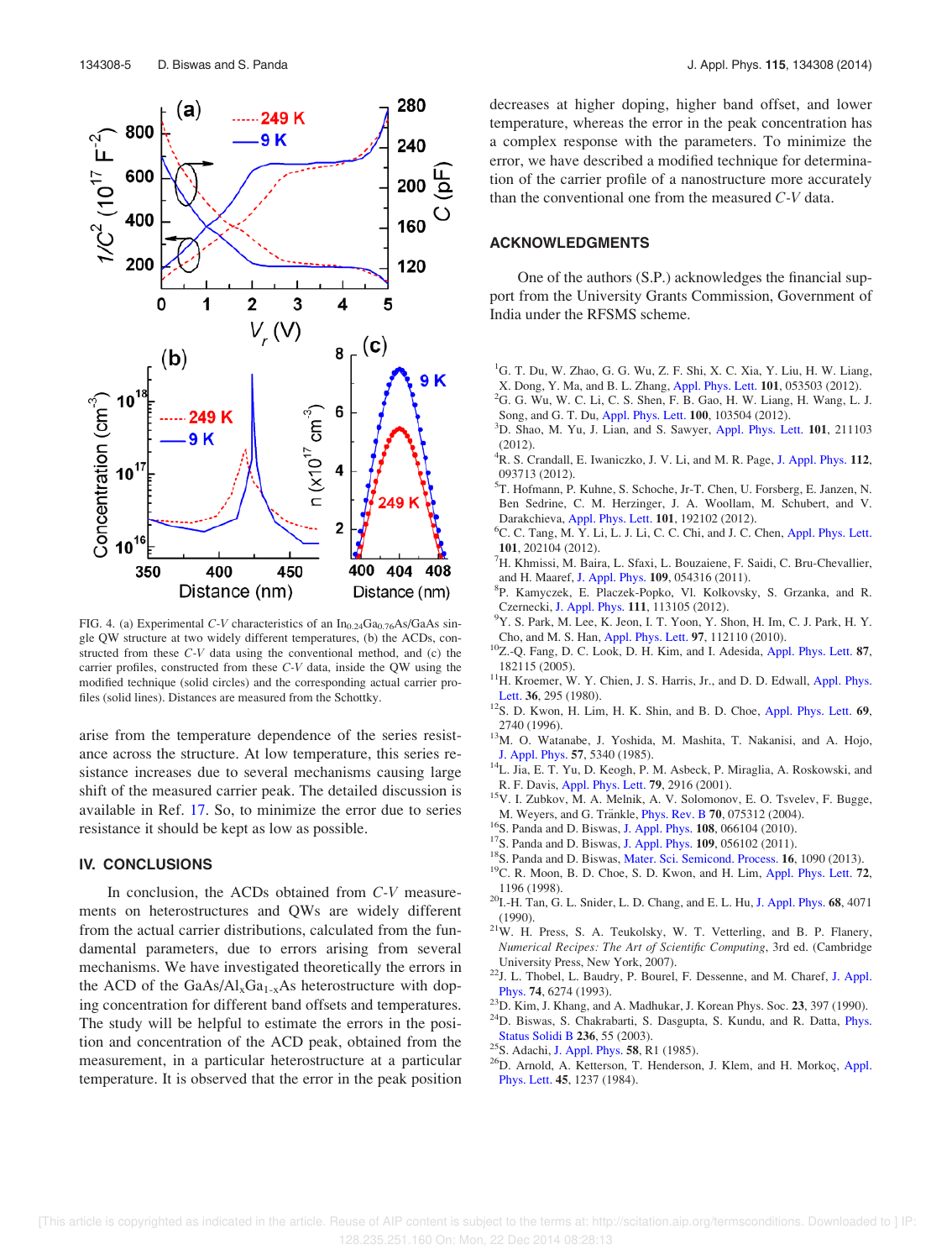(a)

249 K

9 K

800

600

400

200

$1/C^2$ ($10^{17}$ F$^{-2}$)

280

240

200

160

120

C (pF)

0 1 2 3 4 5

$V_r$ (V)

(b)

$10^{18}$

$10^{17}$

$10^{16}$

Concentration (cm$^{-3}$)

249 K

9 K

350 400 450

Distance (nm)

(c)

8

6

4

2

n ($\times 10^{17}$ cm$^{-3}$)

9 K

249 K

400 404 408

Distance (nm)

FIG. 4. (a) Experimental C-V characteristics of an $In_{0.24}Ga_{0.76}As$/GaAs single QW structure at two widely different temperatures, (b) the ACDs, constructed from these C-V data using the conventional method, and (c) the carrier profiles, constructed from these C-V data, inside the QW using the modified technique (solid circles) and the corresponding actual carrier profiles (solid lines). Distances are measured from the Schottky.

arise from the temperature dependence of the series resistance across the structure. At low temperature, this series resistance increases due to several mechanisms causing large shift of the measured carrier peak. The detailed discussion is available in Ref. 17. So, to minimize the error due to series resistance it should be kept as low as possible.

## IV. CONCLUSIONS

In conclusion, the ACDs obtained from *C-V* measurements on heterostructures and QWs are widely different from the actual carrier distributions, calculated from the fundamental parameters, due to errors arising from several mechanisms. We have investigated theoretically the errors in the ACD of the $GaAs/Al_xGa_{1-x}As$ heterostructure with doping concentration for different band offsets and temperatures. The study will be helpful to estimate the errors in the position and concentration of the ACD peak, obtained from the measurement, in a particular heterostructure at a particular temperature. It is observed that the error in the peak position decreases at higher doping, higher band offset, and lower temperature, whereas the error in the peak concentration has a complex response with the parameters. To minimize the error, we have described a modified technique for determination of the carrier profile of a nanostructure more accurately than the conventional one from the measured *C-V* data.

## ACKNOWLEDGMENTS

One of the authors (S.P.) acknowledges the financial support from the University Grants Commission, Government of India under the RFSMS scheme.

[1] G. T. Du, W. Zhao, G. G. Wu, Z. F. Shi, X. C. Xia, Y. Liu, H. W. Liang, X. Dong, Y. Ma, and B. L. Zhang, Appl. Phys. Lett. **101**, 053503 (2012).

[2] G. G. Wu, W. C. Li, C. S. Shen, F. B. Gao, H. W. Liang, H. Wang, L. J. Song, and G. T. Du, Appl. Phys. Lett. **100**, 103504 (2012).

[3] D. Shao, M. Yu, J. Lian, and S. Sawyer, Appl. Phys. Lett. **101**, 211103 (2012).

[4] R. S. Crandall, E. Iwaniczko, J. V. Li, and M. R. Page, J. Appl. Phys. **112**, 093713 (2012).

[5] T. Hofmann, P. Kuhne, S. Schoche, Jr-T. Chen, U. Forsberg, E. Janzen, N. Ben Sedrine, C. M. Herzinger, J. A. Woollam, M. Schubert, and V. Darakchieva, Appl. Phys. Lett. **101**, 192102 (2012).

[6] C. C. Tang, M. Y. Li, L. J. Li, C. C. Chi, and J. C. Chen, Appl. Phys. Lett. **101**, 202104 (2012).

[7] H. Khmissi, M. Baira, L. Sfaxi, L. Bouzaiene, F. Saidi, C. Bru-Chevallier, and H. Maaref, J. Appl. Phys. **109**, 054316 (2011).

[8] P. Kamyczek, E. Placzek-Popko, Vl. Kolkovsky, S. Grzanka, and R. Czernecki, J. Appl. Phys. **111**, 113105 (2012).

[9] Y. S. Park, M. Lee, K. Jeon, I. T. Yoon, Y. Shon, H. Im, C. J. Park, H. Y. Cho, and M. S. Han, Appl. Phys. Lett. **97**, 112110 (2010).

[10] Z.-Q. Fang, D. C. Look, D. H. Kim, and I. Adesida, Appl. Phys. Lett. **87**, 182115 (2005).

[11] H. Kroemer, W. Y. Chien, J. S. Harris, Jr., and D. D. Edwall, Appl. Phys. Lett. **36**, 295 (1980).

[12] S. D. Kwon, H. Lim, H. K. Shin, and B. D. Choe, Appl. Phys. Lett. **69**, 2740 (1996).

[13] M. O. Watanabe, J. Yoshida, M. Mashita, T. Nakanisi, and A. Hojo, J. Appl. Phys. **57**, 5340 (1985).

[14] L. Jia, E. T. Yu, D. Keogh, P. M. Asbeck, P. Miraglia, A. Roskowski, and R. F. Davis, Appl. Phys. Lett. **79**, 2916 (2001).

[15] V. I. Zubkov, M. A. Melnik, A. V. Solomonov, E. O. Tsvelev, F. Bugge, M. Weyers, and G. Tränkle, Phys. Rev. B **70**, 075312 (2004).

[16] S. Panda and D. Biswas, J. Appl. Phys. **108**, 066104 (2010).

[17] S. Panda and D. Biswas, J. Appl. Phys. **109**, 056102 (2011).

[18] S. Panda and D. Biswas, Mater. Sci. Semicond. Process. **16**, 1090 (2013).

[19] C. R. Moon, B. D. Choe, S. D. Kwon, and H. Lim, Appl. Phys. Lett. **72**, 1196 (1998).

[20] I.-H. Tan, G. L. Snider, L. D. Chang, and E. L. Hu, J. Appl. Phys. **68**, 4071 (1990).

[21] W. H. Press, S. A. Teukolsky, W. T. Vetterling, and B. P. Flanery, *Numerical Recipes: The Art of Scientific Computing*, 3rd ed. (Cambridge University Press, New York, 2007).

[22] J. L. Thobel, L. Baudry, P. Bourel, F. Dessenne, and M. Charef, J. Appl. Phys. **74**, 6274 (1993).

[23] D. Kim, J. Khang, and A. Madhukar, J. Korean Phys. Soc. **23**, 397 (1990).

[24] D. Biswas, S. Chakrabarti, S. Dasgupta, S. Kundu, and R. Datta, Phys. Status Solidi B **236**, 55 (2003).

[25] S. Adachi, J. Appl. Phys. **58**, R1 (1985).

[26] D. Arnold, A. Ketterson, T. Henderson, J. Klem, and H. Morkoç, Appl. Phys. Lett. **45**, 1237 (1984).